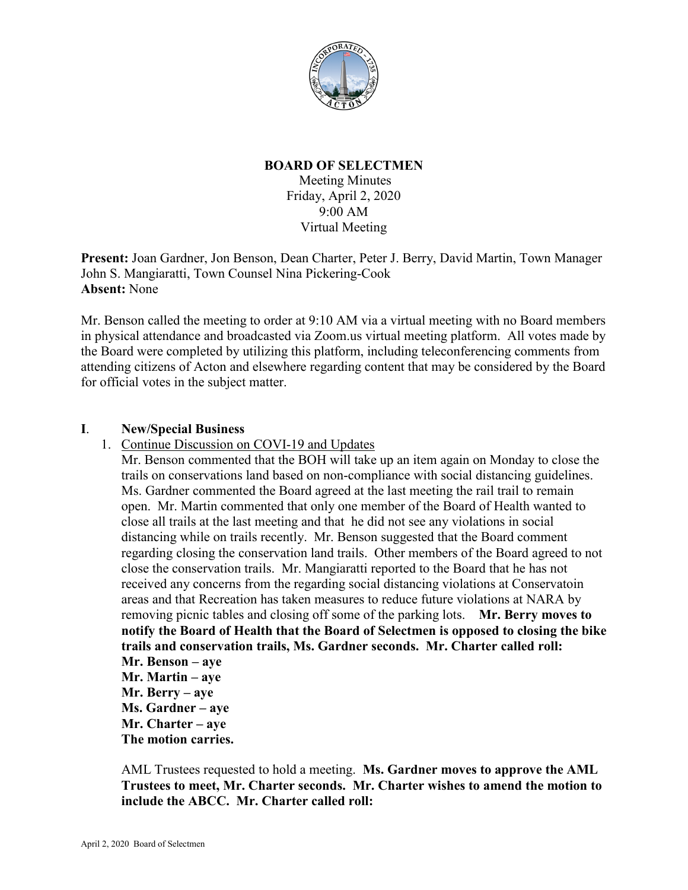**BOARD OF SELECTMEN**
Meeting Minutes
Friday, April 2, 2020
9:00 AM
Virtual Meeting

**Present:** Joan Gardner, Jon Benson, Dean Charter, Peter J. Berry, David Martin, Town Manager John S. Mangiaratti, Town Counsel Nina Pickering-Cook
**Absent:** None

Mr. Benson called the meeting to order at 9:10 AM via a virtual meeting with no Board members in physical attendance and broadcasted via Zoom.us virtual meeting platform. All votes made by the Board were completed by utilizing this platform, including teleconferencing comments from attending citizens of Acton and elsewhere regarding content that may be considered by the Board for official votes in the subject matter.

## I. New/Special Business

1. Continue Discussion on COVI-19 and Updates

   Mr. Benson commented that the BOH will take up an item again on Monday to close the trails on conservations land based on non-compliance with social distancing guidelines. Ms. Gardner commented the Board agreed at the last meeting the rail trail to remain open. Mr. Martin commented that only one member of the Board of Health wanted to close all trails at the last meeting and that he did not see any violations in social distancing while on trails recently. Mr. Benson suggested that the Board comment regarding closing the conservation land trails. Other members of the Board agreed to not close the conservation trails. Mr. Mangiaratti reported to the Board that he has not received any concerns from the regarding social distancing violations at Conservatoin areas and that Recreation has taken measures to reduce future violations at NARA by removing picnic tables and closing off some of the parking lots. **Mr. Berry moves to notify the Board of Health that the Board of Selectmen is opposed to closing the bike trails and conservation trails, Ms. Gardner seconds. Mr. Charter called roll:**
   **Mr. Benson – aye**
   **Mr. Martin – aye**
   **Mr. Berry – aye**
   **Ms. Gardner – aye**
   **Mr. Charter – aye**
   **The motion carries.**

   AML Trustees requested to hold a meeting. **Ms. Gardner moves to approve the AML Trustees to meet, Mr. Charter seconds. Mr. Charter wishes to amend the motion to include the ABCC. Mr. Charter called roll:**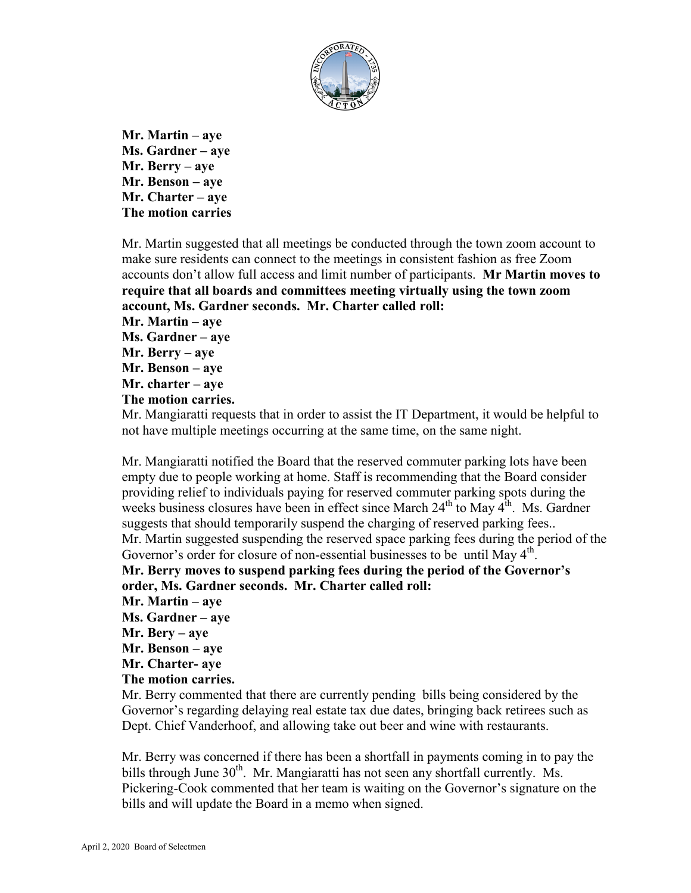**Mr. Martin – aye**
**Ms. Gardner – aye**
**Mr. Berry – aye**
**Mr. Benson – aye**
**Mr. Charter – aye**
**The motion carries**

Mr. Martin suggested that all meetings be conducted through the town zoom account to make sure residents can connect to the meetings in consistent fashion as free Zoom accounts don't allow full access and limit number of participants. **Mr Martin moves to require that all boards and committees meeting virtually using the town zoom account, Ms. Gardner seconds. Mr. Charter called roll:**
**Mr. Martin – aye**
**Ms. Gardner – aye**
**Mr. Berry – aye**
**Mr. Benson – aye**
**Mr. charter – aye**
**The motion carries.**
Mr. Mangiaratti requests that in order to assist the IT Department, it would be helpful to not have multiple meetings occurring at the same time, on the same night.

Mr. Mangiaratti notified the Board that the reserved commuter parking lots have been empty due to people working at home. Staff is recommending that the Board consider providing relief to individuals paying for reserved commuter parking spots during the weeks business closures have been in effect since March 24th to May 4th. Ms. Gardner suggests that should temporarily suspend the charging of reserved parking fees..
Mr. Martin suggested suspending the reserved space parking fees during the period of the Governor's order for closure of non-essential businesses to be until May 4th.
**Mr. Berry moves to suspend parking fees during the period of the Governor's order, Ms. Gardner seconds. Mr. Charter called roll:**
**Mr. Martin – aye**
**Ms. Gardner – aye**
**Mr. Bery – aye**
**Mr. Benson – aye**
**Mr. Charter- aye**
**The motion carries.**
Mr. Berry commented that there are currently pending bills being considered by the Governor's regarding delaying real estate tax due dates, bringing back retirees such as Dept. Chief Vanderhoof, and allowing take out beer and wine with restaurants.

Mr. Berry was concerned if there has been a shortfall in payments coming in to pay the bills through June 30th. Mr. Mangiaratti has not seen any shortfall currently. Ms. Pickering-Cook commented that her team is waiting on the Governor's signature on the bills and will update the Board in a memo when signed.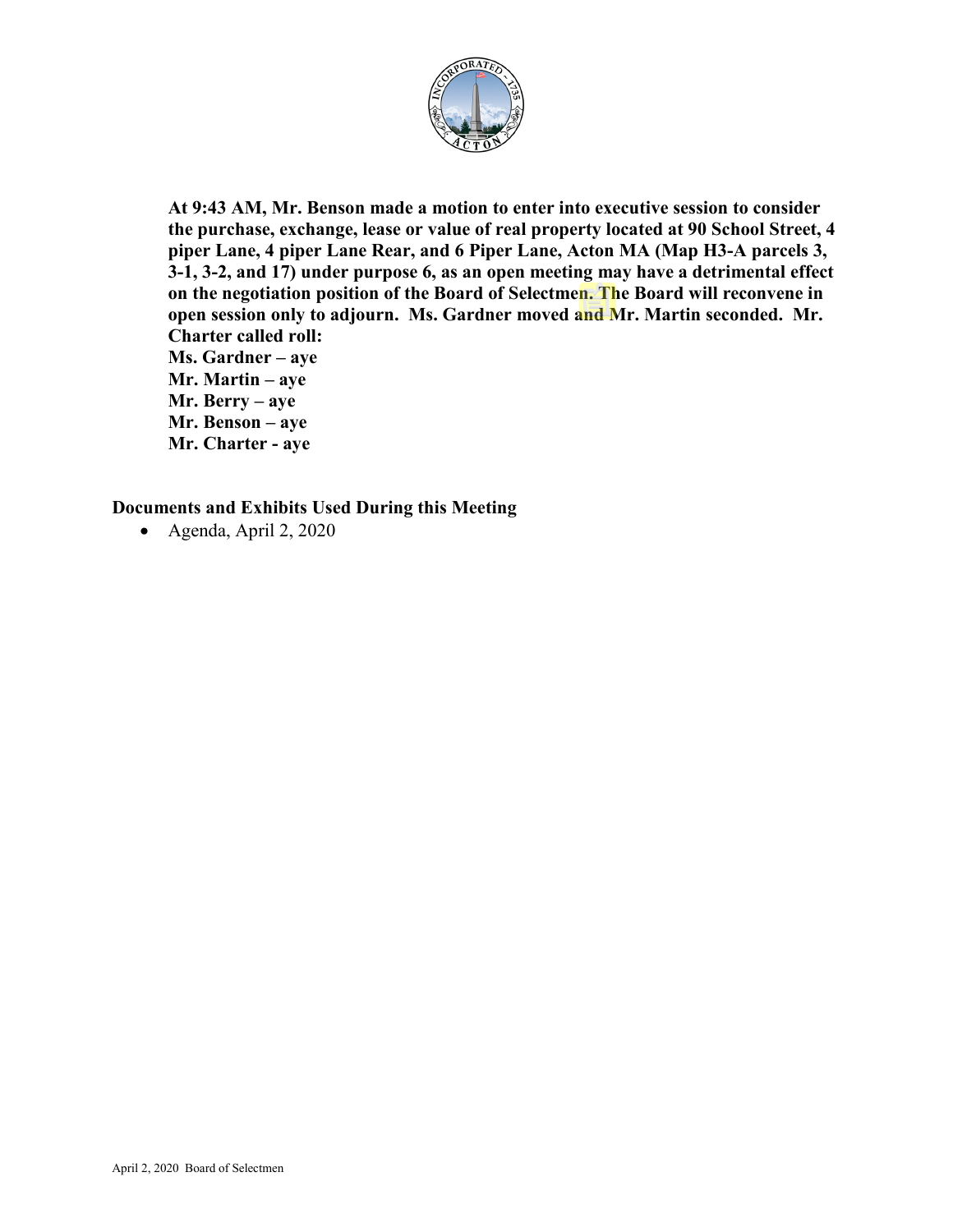**At 9:43 AM, Mr. Benson made a motion to enter into executive session to consider the purchase, exchange, lease or value of real property located at 90 School Street, 4 piper Lane, 4 piper Lane Rear, and 6 Piper Lane, Acton MA (Map H3-A parcels 3, 3-1, 3-2, and 17) under purpose 6, as an open meeting may have a detrimental effect on the negotiation position of the Board of Selectmen. The Board will reconvene in open session only to adjourn. Ms. Gardner moved and Mr. Martin seconded. Mr. Charter called roll:**
**Ms. Gardner – aye**
**Mr. Martin – aye**
**Mr. Berry – aye**
**Mr. Benson – aye**
**Mr. Charter - aye**

**Documents and Exhibits Used During this Meeting**

- Agenda, April 2, 2020